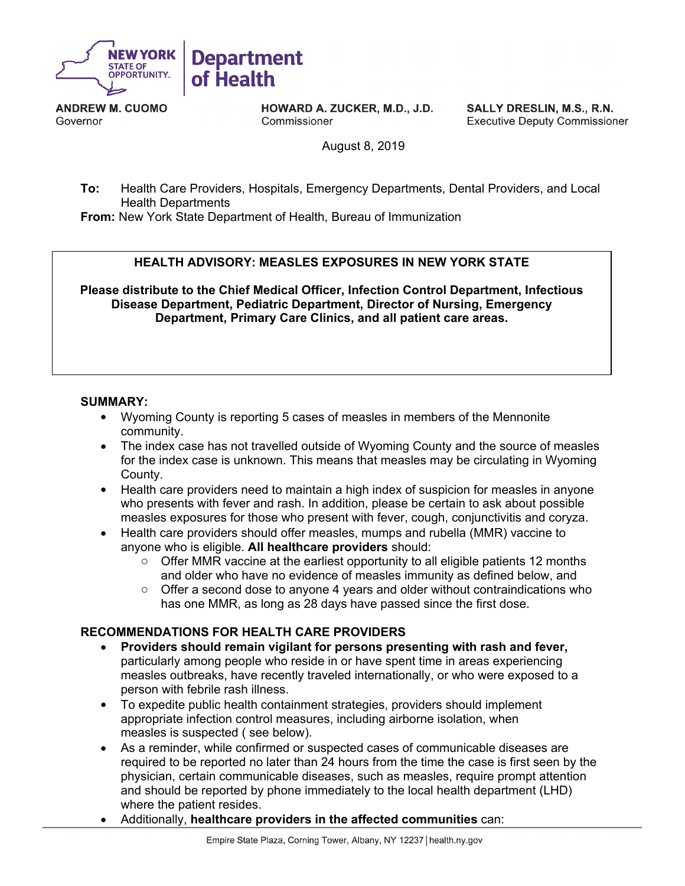**NEW YORK STATE OF OPPORTUNITY** | **Department of Health**

**ANDREW M. CUOMO**
Governor

**HOWARD A. ZUCKER, M.D., J.D.**
Commissioner

**SALLY DRESLIN, M.S., R.N.**
Executive Deputy Commissioner

August 8, 2019

**To:** Health Care Providers, Hospitals, Emergency Departments, Dental Providers, and Local Health Departments
**From:** New York State Department of Health, Bureau of Immunization

**HEALTH ADVISORY: MEASLES EXPOSURES IN NEW YORK STATE**

**Please distribute to the Chief Medical Officer, Infection Control Department, Infectious Disease Department, Pediatric Department, Director of Nursing, Emergency Department, Primary Care Clinics, and all patient care areas.**

**SUMMARY:**

- Wyoming County is reporting 5 cases of measles in members of the Mennonite community.
- The index case has not travelled outside of Wyoming County and the source of measles for the index case is unknown. This means that measles may be circulating in Wyoming County.
- Health care providers need to maintain a high index of suspicion for measles in anyone who presents with fever and rash. In addition, please be certain to ask about possible measles exposures for those who present with fever, cough, conjunctivitis and coryza.
- Health care providers should offer measles, mumps and rubella (MMR) vaccine to anyone who is eligible. **All healthcare providers** should:
  - Offer MMR vaccine at the earliest opportunity to all eligible patients 12 months and older who have no evidence of measles immunity as defined below, and
  - Offer a second dose to anyone 4 years and older without contraindications who has one MMR, as long as 28 days have passed since the first dose.

**RECOMMENDATIONS FOR HEALTH CARE PROVIDERS**

- **Providers should remain vigilant for persons presenting with rash and fever,** particularly among people who reside in or have spent time in areas experiencing measles outbreaks, have recently traveled internationally, or who were exposed to a person with febrile rash illness.
- To expedite public health containment strategies, providers should implement appropriate infection control measures, including airborne isolation, when measles is suspected ( see below).
- As a reminder, while confirmed or suspected cases of communicable diseases are required to be reported no later than 24 hours from the time the case is first seen by the physician, certain communicable diseases, such as measles, require prompt attention and should be reported by phone immediately to the local health department (LHD) where the patient resides.
- Additionally, **healthcare providers in the affected communities** can: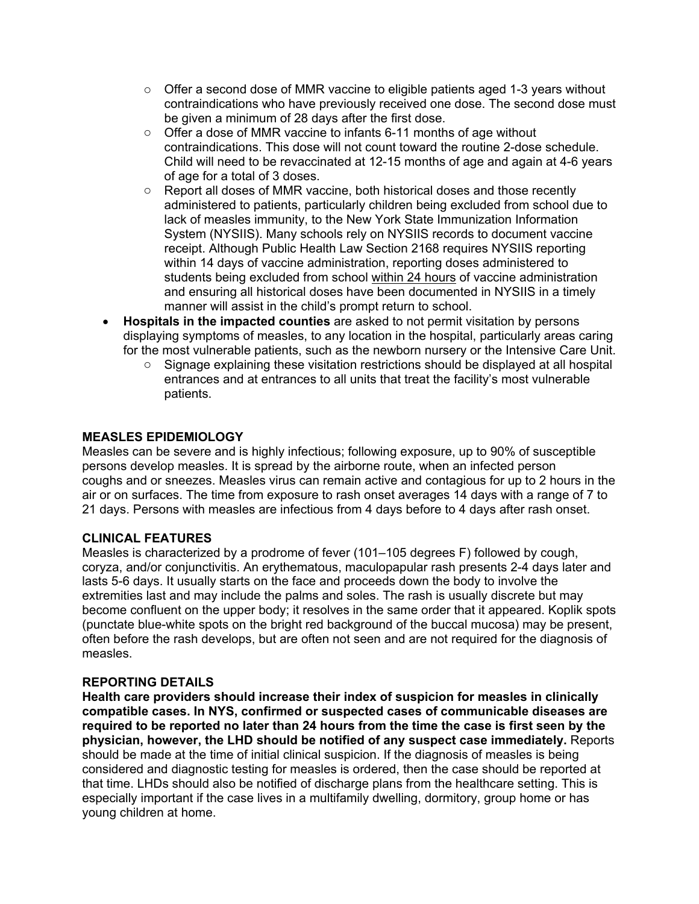- Offer a second dose of MMR vaccine to eligible patients aged 1-3 years without contraindications who have previously received one dose. The second dose must be given a minimum of 28 days after the first dose.
  - Offer a dose of MMR vaccine to infants 6-11 months of age without contraindications. This dose will not count toward the routine 2-dose schedule. Child will need to be revaccinated at 12-15 months of age and again at 4-6 years of age for a total of 3 doses.
  - Report all doses of MMR vaccine, both historical doses and those recently administered to patients, particularly children being excluded from school due to lack of measles immunity, to the New York State Immunization Information System (NYSIIS). Many schools rely on NYSIIS records to document vaccine receipt. Although Public Health Law Section 2168 requires NYSIIS reporting within 14 days of vaccine administration, reporting doses administered to students being excluded from school <u>within 24 hours</u> of vaccine administration and ensuring all historical doses have been documented in NYSIIS in a timely manner will assist in the child's prompt return to school.

- **Hospitals in the impacted counties** are asked to not permit visitation by persons displaying symptoms of measles, to any location in the hospital, particularly areas caring for the most vulnerable patients, such as the newborn nursery or the Intensive Care Unit.
  - Signage explaining these visitation restrictions should be displayed at all hospital entrances and at entrances to all units that treat the facility's most vulnerable patients.

**MEASLES EPIDEMIOLOGY**

Measles can be severe and is highly infectious; following exposure, up to 90% of susceptible persons develop measles. It is spread by the airborne route, when an infected person coughs and or sneezes. Measles virus can remain active and contagious for up to 2 hours in the air or on surfaces. The time from exposure to rash onset averages 14 days with a range of 7 to 21 days. Persons with measles are infectious from 4 days before to 4 days after rash onset.

**CLINICAL FEATURES**

Measles is characterized by a prodrome of fever (101–105 degrees F) followed by cough, coryza, and/or conjunctivitis. An erythematous, maculopapular rash presents 2-4 days later and lasts 5-6 days. It usually starts on the face and proceeds down the body to involve the extremities last and may include the palms and soles. The rash is usually discrete but may become confluent on the upper body; it resolves in the same order that it appeared. Koplik spots (punctate blue-white spots on the bright red background of the buccal mucosa) may be present, often before the rash develops, but are often not seen and are not required for the diagnosis of measles.

**REPORTING DETAILS**

**Health care providers should increase their index of suspicion for measles in clinically compatible cases. In NYS, confirmed or suspected cases of communicable diseases are required to be reported no later than 24 hours from the time the case is first seen by the physician, however, the LHD should be notified of any suspect case immediately.** Reports should be made at the time of initial clinical suspicion. If the diagnosis of measles is being considered and diagnostic testing for measles is ordered, then the case should be reported at that time. LHDs should also be notified of discharge plans from the healthcare setting. This is especially important if the case lives in a multifamily dwelling, dormitory, group home or has young children at home.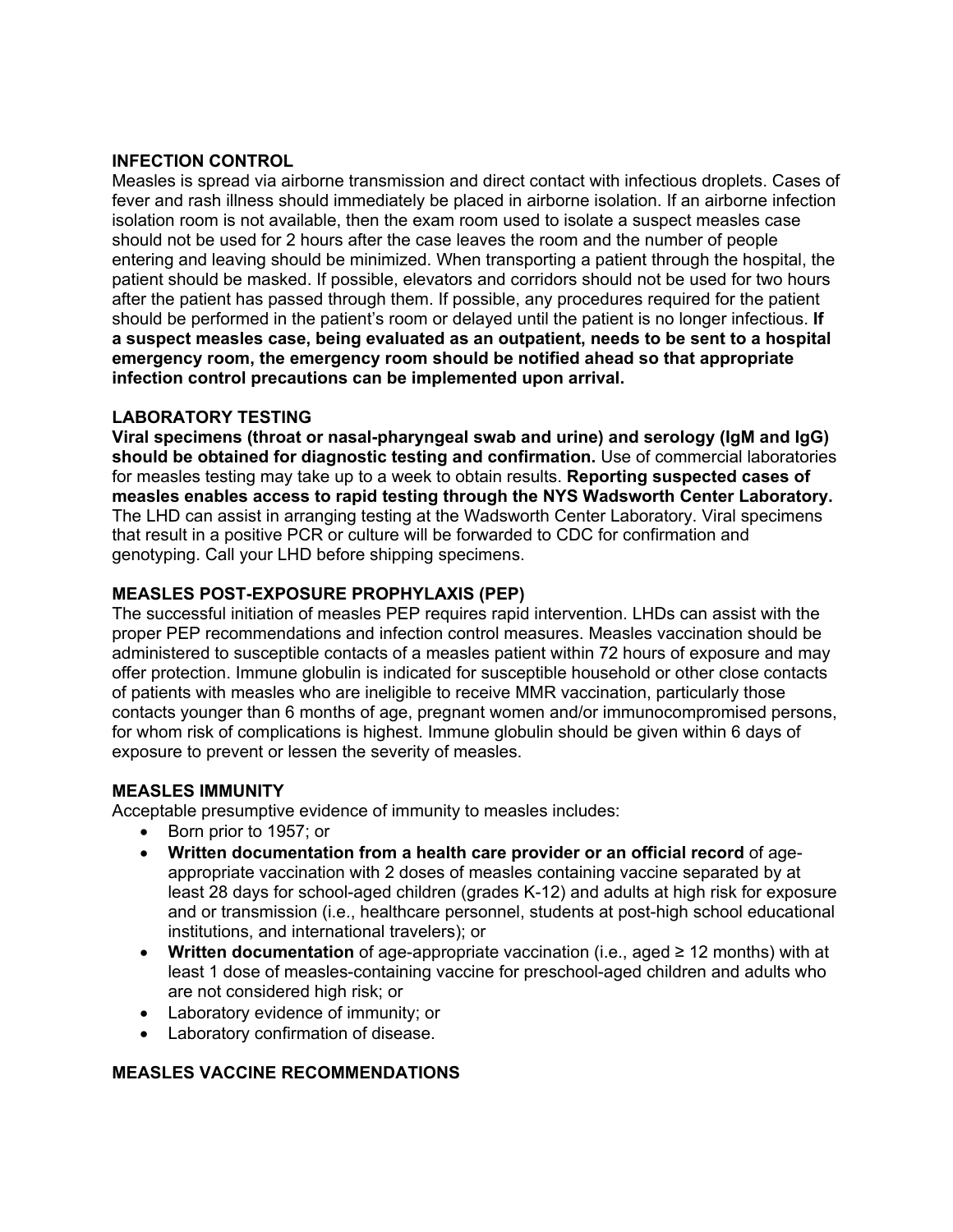## INFECTION CONTROL

Measles is spread via airborne transmission and direct contact with infectious droplets. Cases of fever and rash illness should immediately be placed in airborne isolation. If an airborne infection isolation room is not available, then the exam room used to isolate a suspect measles case should not be used for 2 hours after the case leaves the room and the number of people entering and leaving should be minimized. When transporting a patient through the hospital, the patient should be masked. If possible, elevators and corridors should not be used for two hours after the patient has passed through them. If possible, any procedures required for the patient should be performed in the patient's room or delayed until the patient is no longer infectious. **If a suspect measles case, being evaluated as an outpatient, needs to be sent to a hospital emergency room, the emergency room should be notified ahead so that appropriate infection control precautions can be implemented upon arrival.**

## LABORATORY TESTING

**Viral specimens (throat or nasal-pharyngeal swab and urine) and serology (IgM and IgG) should be obtained for diagnostic testing and confirmation.** Use of commercial laboratories for measles testing may take up to a week to obtain results. **Reporting suspected cases of measles enables access to rapid testing through the NYS Wadsworth Center Laboratory.** The LHD can assist in arranging testing at the Wadsworth Center Laboratory. Viral specimens that result in a positive PCR or culture will be forwarded to CDC for confirmation and genotyping. Call your LHD before shipping specimens.

## MEASLES POST-EXPOSURE PROPHYLAXIS (PEP)

The successful initiation of measles PEP requires rapid intervention. LHDs can assist with the proper PEP recommendations and infection control measures. Measles vaccination should be administered to susceptible contacts of a measles patient within 72 hours of exposure and may offer protection. Immune globulin is indicated for susceptible household or other close contacts of patients with measles who are ineligible to receive MMR vaccination, particularly those contacts younger than 6 months of age, pregnant women and/or immunocompromised persons, for whom risk of complications is highest. Immune globulin should be given within 6 days of exposure to prevent or lessen the severity of measles.

## MEASLES IMMUNITY

Acceptable presumptive evidence of immunity to measles includes:

- Born prior to 1957; or
- **Written documentation from a health care provider or an official record** of age-appropriate vaccination with 2 doses of measles containing vaccine separated by at least 28 days for school-aged children (grades K-12) and adults at high risk for exposure and or transmission (i.e., healthcare personnel, students at post-high school educational institutions, and international travelers); or
- **Written documentation** of age-appropriate vaccination (i.e., aged ≥ 12 months) with at least 1 dose of measles-containing vaccine for preschool-aged children and adults who are not considered high risk; or
- Laboratory evidence of immunity; or
- Laboratory confirmation of disease.

## MEASLES VACCINE RECOMMENDATIONS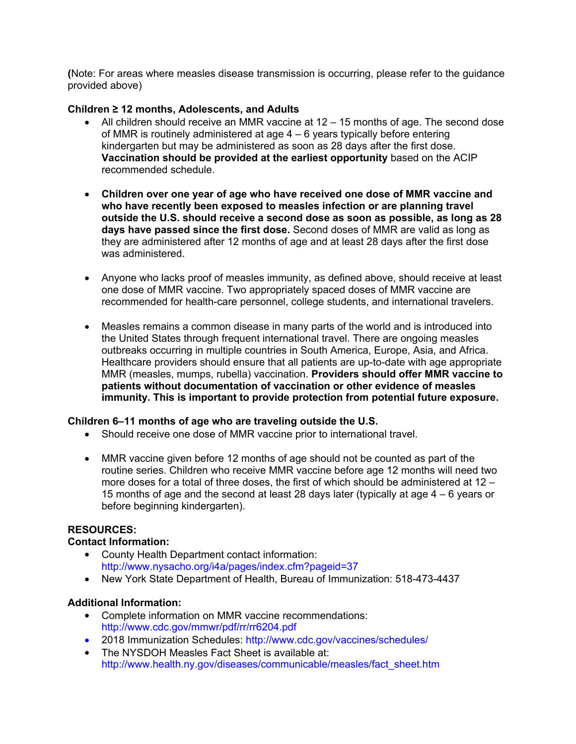(Note: For areas where measles disease transmission is occurring, please refer to the guidance provided above)

**Children ≥ 12 months, Adolescents, and Adults**

- All children should receive an MMR vaccine at 12 – 15 months of age. The second dose of MMR is routinely administered at age 4 – 6 years typically before entering kindergarten but may be administered as soon as 28 days after the first dose. **Vaccination should be provided at the earliest opportunity** based on the ACIP recommended schedule.

- **Children over one year of age who have received one dose of MMR vaccine and who have recently been exposed to measles infection or are planning travel outside the U.S. should receive a second dose as soon as possible, as long as 28 days have passed since the first dose.** Second doses of MMR are valid as long as they are administered after 12 months of age and at least 28 days after the first dose was administered.

- Anyone who lacks proof of measles immunity, as defined above, should receive at least one dose of MMR vaccine. Two appropriately spaced doses of MMR vaccine are recommended for health-care personnel, college students, and international travelers.

- Measles remains a common disease in many parts of the world and is introduced into the United States through frequent international travel. There are ongoing measles outbreaks occurring in multiple countries in South America, Europe, Asia, and Africa. Healthcare providers should ensure that all patients are up-to-date with age appropriate MMR (measles, mumps, rubella) vaccination. **Providers should offer MMR vaccine to patients without documentation of vaccination or other evidence of measles immunity. This is important to provide protection from potential future exposure.**

**Children 6–11 months of age who are traveling outside the U.S.**

- Should receive one dose of MMR vaccine prior to international travel.

- MMR vaccine given before 12 months of age should not be counted as part of the routine series. Children who receive MMR vaccine before age 12 months will need two more doses for a total of three doses, the first of which should be administered at 12 – 15 months of age and the second at least 28 days later (typically at age 4 – 6 years or before beginning kindergarten).

**RESOURCES:**

**Contact Information:**

- County Health Department contact information: http://www.nysacho.org/i4a/pages/index.cfm?pageid=37
- New York State Department of Health, Bureau of Immunization: 518-473-4437

**Additional Information:**

- Complete information on MMR vaccine recommendations: http://www.cdc.gov/mmwr/pdf/rr/rr6204.pdf
- 2018 Immunization Schedules: http://www.cdc.gov/vaccines/schedules/
- The NYSDOH Measles Fact Sheet is available at: http://www.health.ny.gov/diseases/communicable/measles/fact_sheet.htm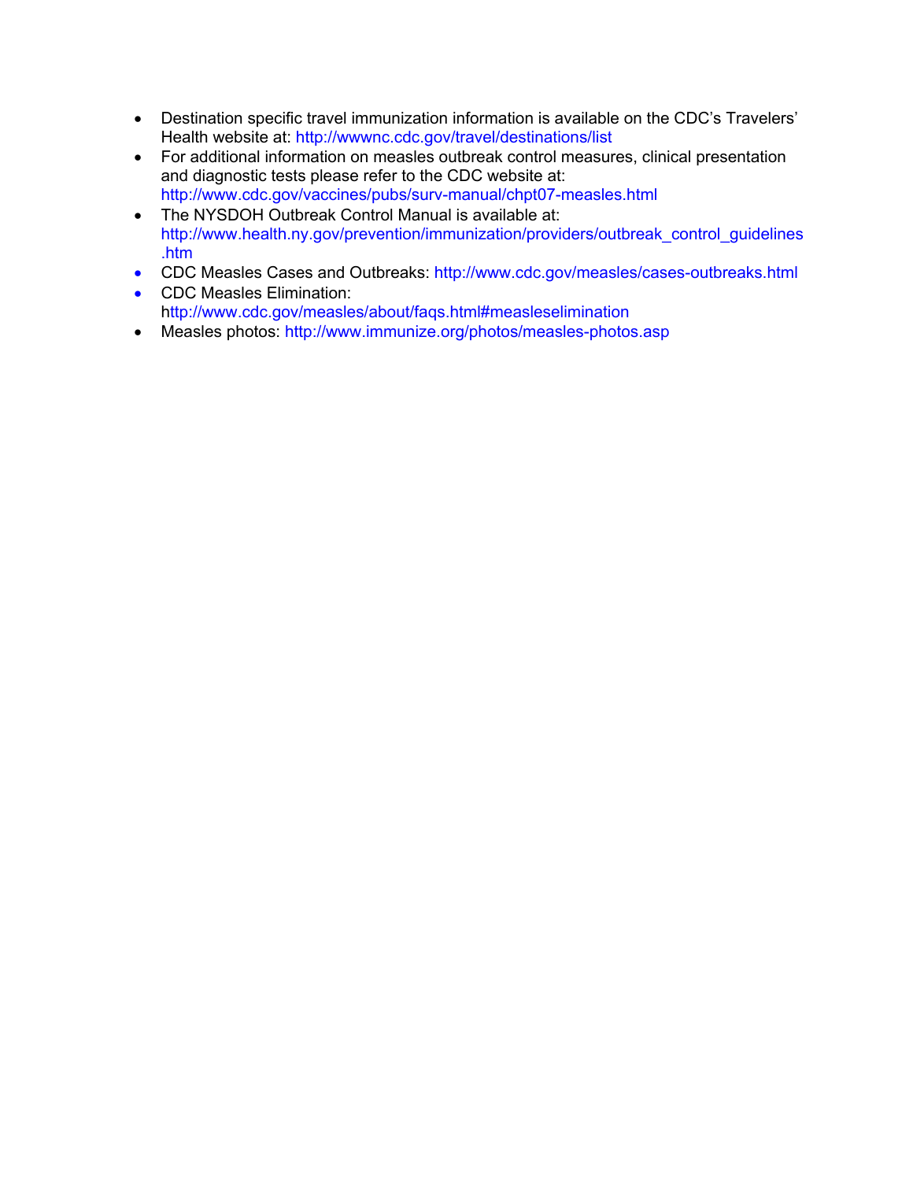- Destination specific travel immunization information is available on the CDC's Travelers' Health website at: http://wwwnc.cdc.gov/travel/destinations/list
- For additional information on measles outbreak control measures, clinical presentation and diagnostic tests please refer to the CDC website at: http://www.cdc.gov/vaccines/pubs/surv-manual/chpt07-measles.html
- The NYSDOH Outbreak Control Manual is available at: http://www.health.ny.gov/prevention/immunization/providers/outbreak_control_guidelines.htm
- CDC Measles Cases and Outbreaks: http://www.cdc.gov/measles/cases-outbreaks.html
- CDC Measles Elimination: http://www.cdc.gov/measles/about/faqs.html#measleselimination
- Measles photos: http://www.immunize.org/photos/measles-photos.asp